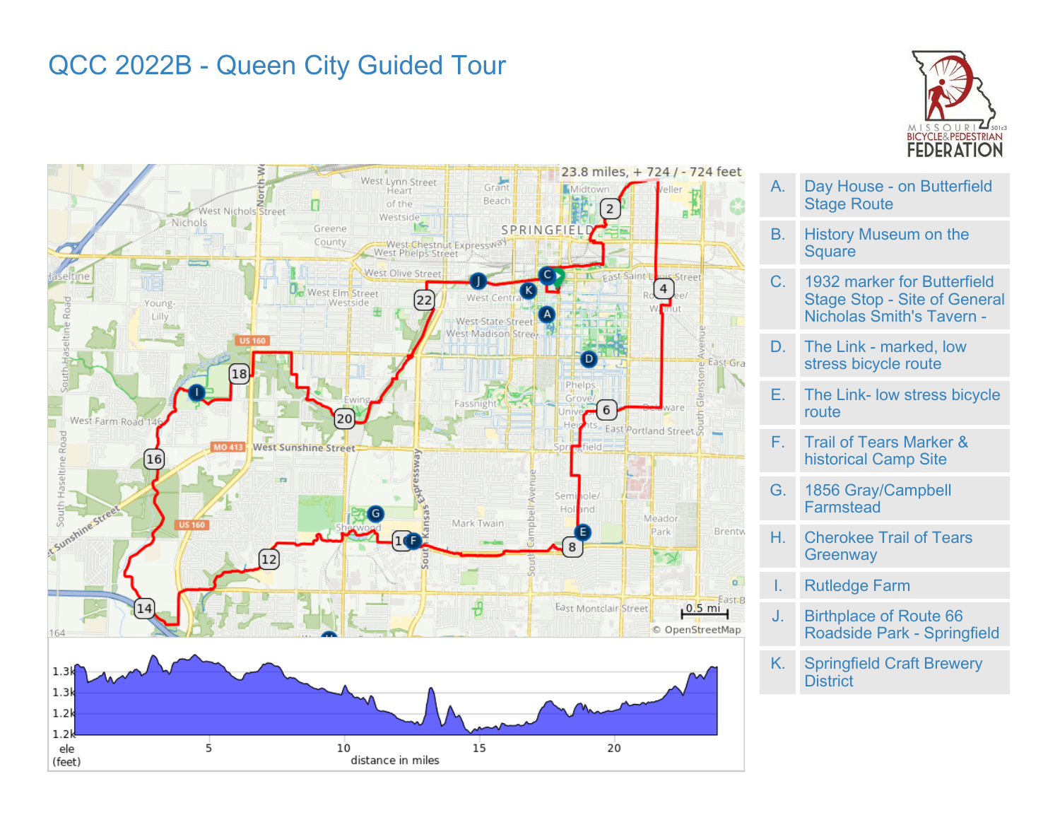# QCC 2022B - Queen City Guided Tour

| | |
|---|---|
| A. | Day House - on Butterfield Stage Route |
| B. | History Museum on the Square |
| C. | 1932 marker for Butterfield Stage Stop - Site of General Nicholas Smith's Tavern - |
| D. | The Link - marked, low stress bicycle route |
| E. | The Link- low stress bicycle route |
| F. | Trail of Tears Marker & historical Camp Site |
| G. | 1856 Gray/Campbell Farmstead |
| H. | Cherokee Trail of Tears Greenway |
| I. | Rutledge Farm |
| J. | Birthplace of Route 66 Roadside Park - Springfield |
| K. | Springfield Craft Brewery District |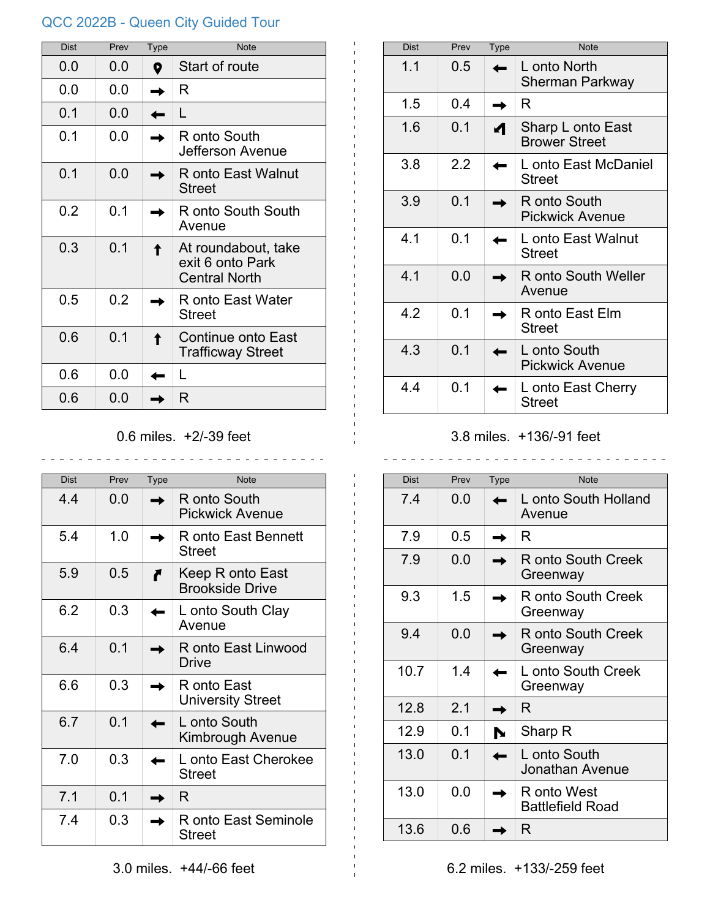QCC 2022B - Queen City Guided Tour

| Dist | Prev | Type | Note |
|---|---|---|---|
| 0.0 | 0.0 | 📍 | Start of route |
| 0.0 | 0.0 | → | R |
| 0.1 | 0.0 | ← | L |
| 0.1 | 0.0 | → | R onto South Jefferson Avenue |
| 0.1 | 0.0 | → | R onto East Walnut Street |
| 0.2 | 0.1 | → | R onto South South Avenue |
| 0.3 | 0.1 | ↑ | At roundabout, take exit 6 onto Park Central North |
| 0.5 | 0.2 | → | R onto East Water Street |
| 0.6 | 0.1 | ↑ | Continue onto East Trafficway Street |
| 0.6 | 0.0 | ← | L |
| 0.6 | 0.0 | → | R |

0.6 miles. +2/-39 feet

| Dist | Prev | Type | Note |
|---|---|---|---|
| 1.1 | 0.5 | ← | L onto North Sherman Parkway |
| 1.5 | 0.4 | → | R |
| 1.6 | 0.1 | ↰ | Sharp L onto East Brower Street |
| 3.8 | 2.2 | ← | L onto East McDaniel Street |
| 3.9 | 0.1 | → | R onto South Pickwick Avenue |
| 4.1 | 0.1 | ← | L onto East Walnut Street |
| 4.1 | 0.0 | → | R onto South Weller Avenue |
| 4.2 | 0.1 | → | R onto East Elm Street |
| 4.3 | 0.1 | ← | L onto South Pickwick Avenue |
| 4.4 | 0.1 | ← | L onto East Cherry Street |

3.8 miles. +136/-91 feet

| Dist | Prev | Type | Note |
|---|---|---|---|
| 4.4 | 0.0 | → | R onto South Pickwick Avenue |
| 5.4 | 1.0 | → | R onto East Bennett Street |
| 5.9 | 0.5 | ↱ | Keep R onto East Brookside Drive |
| 6.2 | 0.3 | ← | L onto South Clay Avenue |
| 6.4 | 0.1 | → | R onto East Linwood Drive |
| 6.6 | 0.3 | → | R onto East University Street |
| 6.7 | 0.1 | ← | L onto South Kimbrough Avenue |
| 7.0 | 0.3 | ← | L onto East Cherokee Street |
| 7.1 | 0.1 | → | R |
| 7.4 | 0.3 | → | R onto East Seminole Street |

3.0 miles. +44/-66 feet

| Dist | Prev | Type | Note |
|---|---|---|---|
| 7.4 | 0.0 | ← | L onto South Holland Avenue |
| 7.9 | 0.5 | → | R |
| 7.9 | 0.0 | → | R onto South Creek Greenway |
| 9.3 | 1.5 | → | R onto South Creek Greenway |
| 9.4 | 0.0 | → | R onto South Creek Greenway |
| 10.7 | 1.4 | ← | L onto South Creek Greenway |
| 12.8 | 2.1 | → | R |
| 12.9 | 0.1 | ↳ | Sharp R |
| 13.0 | 0.1 | ← | L onto South Jonathan Avenue |
| 13.0 | 0.0 | → | R onto West Battlefield Road |
| 13.6 | 0.6 | → | R |

6.2 miles. +133/-259 feet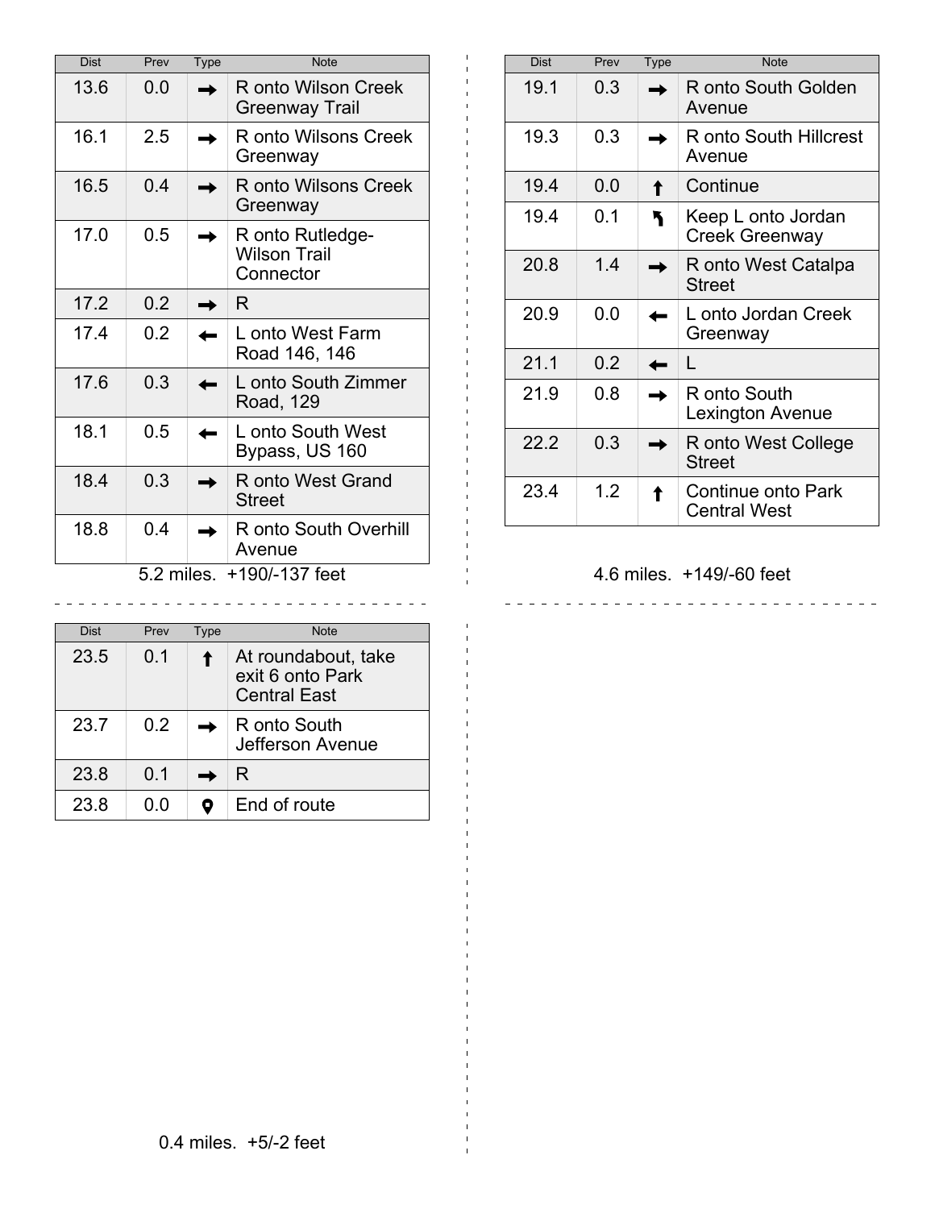| Dist | Prev | Type | Note |
|---|---|---|---|
| 13.6 | 0.0 | → | R onto Wilson Creek Greenway Trail |
| 16.1 | 2.5 | → | R onto Wilsons Creek Greenway |
| 16.5 | 0.4 | → | R onto Wilsons Creek Greenway |
| 17.0 | 0.5 | → | R onto Rutledge-Wilson Trail Connector |
| 17.2 | 0.2 | → | R |
| 17.4 | 0.2 | ← | L onto West Farm Road 146, 146 |
| 17.6 | 0.3 | ← | L onto South Zimmer Road, 129 |
| 18.1 | 0.5 | ← | L onto South West Bypass, US 160 |
| 18.4 | 0.3 | → | R onto West Grand Street |
| 18.8 | 0.4 | → | R onto South Overhill Avenue |

5.2 miles. +190/-137 feet

| Dist | Prev | Type | Note |
|---|---|---|---|
| 19.1 | 0.3 | → | R onto South Golden Avenue |
| 19.3 | 0.3 | → | R onto South Hillcrest Avenue |
| 19.4 | 0.0 | ↑ | Continue |
| 19.4 | 0.1 | ↰ | Keep L onto Jordan Creek Greenway |
| 20.8 | 1.4 | → | R onto West Catalpa Street |
| 20.9 | 0.0 | ← | L onto Jordan Creek Greenway |
| 21.1 | 0.2 | ← | L |
| 21.9 | 0.8 | → | R onto South Lexington Avenue |
| 22.2 | 0.3 | → | R onto West College Street |
| 23.4 | 1.2 | ↑ | Continue onto Park Central West |

4.6 miles. +149/-60 feet

| Dist | Prev | Type | Note |
|---|---|---|---|
| 23.5 | 0.1 | ↑ | At roundabout, take exit 6 onto Park Central East |
| 23.7 | 0.2 | → | R onto South Jefferson Avenue |
| 23.8 | 0.1 | → | R |
| 23.8 | 0.0 | ⚲ | End of route |

0.4 miles. +5/-2 feet